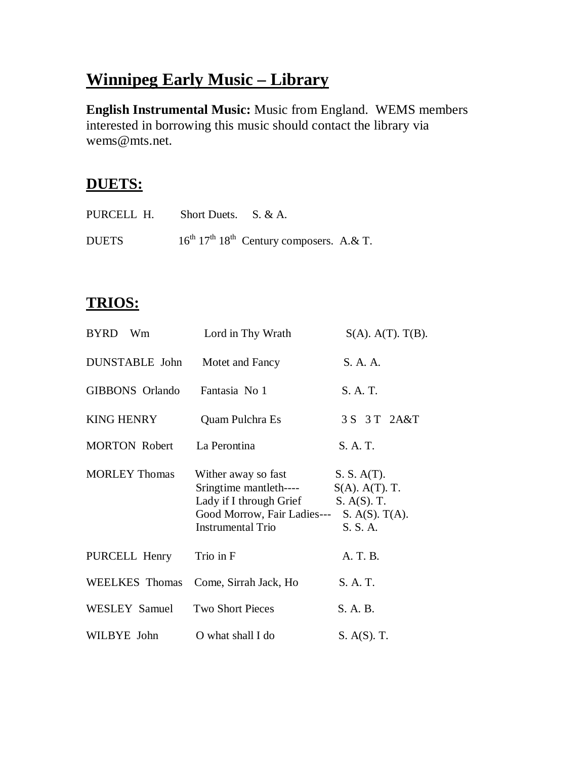# Winnipeg Early Music – Library

**English Instrumental Music:** Music from England. WEMS members interested in borrowing this music should contact the library via wems@mts.net.

## DUETS:

| | | |
|---|---|---|
| PURCELL H. | Short Duets. | S. & A. |
| DUETS | 16th 17th 18th Century composers. | A.& T. |

## TRIOS:

| | | |
|---|---|---|
| BYRD Wm | Lord in Thy Wrath | S(A). A(T). T(B). |
| DUNSTABLE John | Motet and Fancy | S. A. A. |
| GIBBONS Orlando | Fantasia No 1 | S. A. T. |
| KING HENRY | Quam Pulchra Es | 3 S 3 T 2A&T |
| MORTON Robert | La Perontina | S. A. T. |
| MORLEY Thomas | Wither away so fast | S. S. A(T). |
| | Sringtime mantleth---- | S(A). A(T). T. |
| | Lady if I through Grief | S. A(S). T. |
| | Good Morrow, Fair Ladies--- | S. A(S). T(A). |
| | Instrumental Trio | S. S. A. |
| PURCELL Henry | Trio in F | A. T. B. |
| WEELKES Thomas | Come, Sirrah Jack, Ho | S. A. T. |
| WESLEY Samuel | Two Short Pieces | S. A. B. |
| WILBYE John | O what shall I do | S. A(S). T. |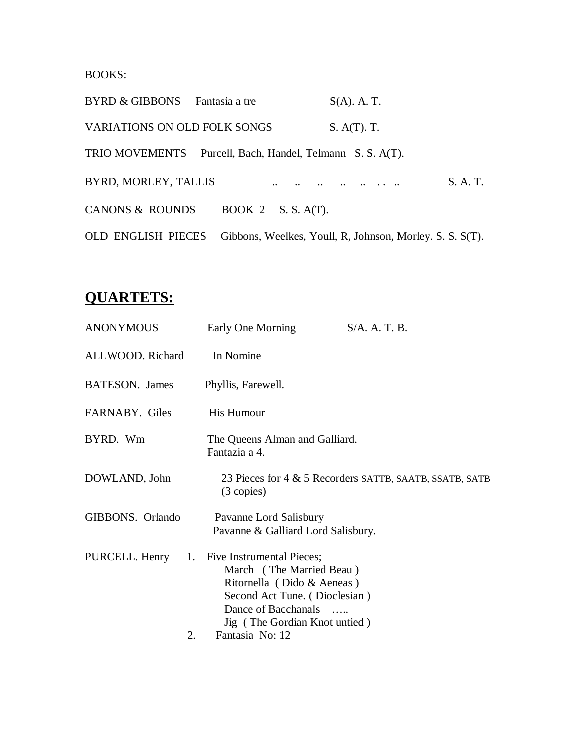BOOKS:

BYRD & GIBBONS Fantasia a tre S(A). A. T.

VARIATIONS ON OLD FOLK SONGS S. A(T). T.

TRIO MOVEMENTS Purcell, Bach, Handel, Telmann S. S. A(T).

BYRD, MORLEY, TALLIS .. .. .. .. .. . . .. S. A. T.

CANONS & ROUNDS BOOK 2 S. S. A(T).

OLD ENGLISH PIECES Gibbons, Weelkes, Youll, R, Johnson, Morley. S. S. S(T).

## QUARTETS:

ANONYMOUS Early One Morning S/A. A. T. B.

ALLWOOD. Richard In Nomine

BATESON. James Phyllis, Farewell.

FARNABY. Giles His Humour

BYRD. Wm The Queens Alman and Galliard.
Fantazia a 4.

DOWLAND, John 23 Pieces for 4 & 5 Recorders SATTB, SAATB, SSATB, SATB
(3 copies)

GIBBONS. Orlando Pavanne Lord Salisbury
Pavanne & Galliard Lord Salisbury.

PURCELL. Henry

1. Five Instrumental Pieces;
   - March ( The Married Beau )
   - Ritornella ( Dido & Aeneas )
   - Second Act Tune. ( Dioclesian )
   - Dance of Bacchanals …..
   - Jig ( The Gordian Knot untied )
2. Fantasia No: 12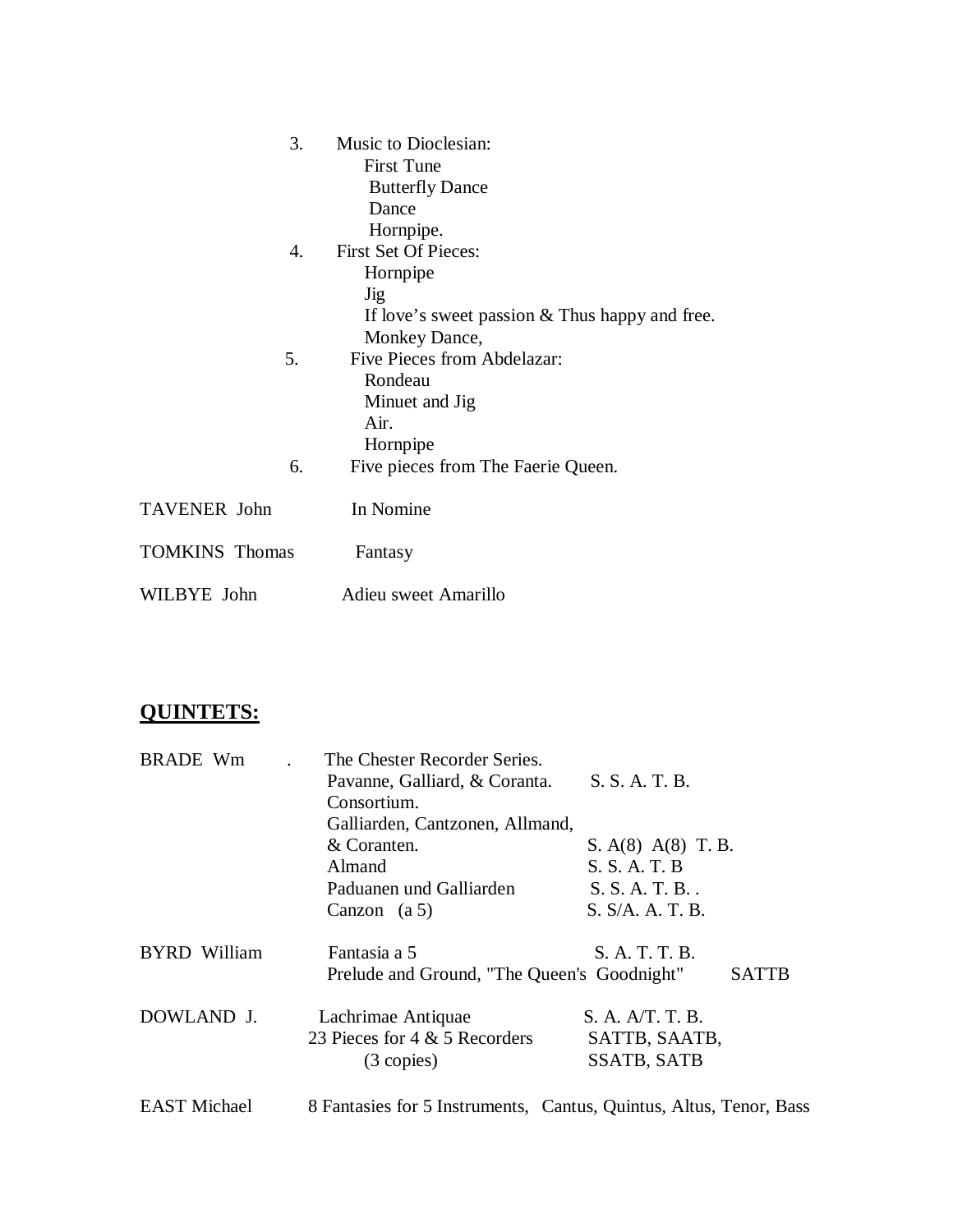3. Music to Dioclesian:
   - First Tune
   - Butterfly Dance
   - Dance
   - Hornpipe.
4. First Set Of Pieces:
   - Hornpipe
   - Jig
   - If love's sweet passion & Thus happy and free.
   - Monkey Dance,
5. Five Pieces from Abdelazar:
   - Rondeau
   - Minuet and Jig
   - Air.
   - Hornpipe
6. Five pieces from The Faerie Queen.

| | |
|---|---|
| TAVENER John | In Nomine |
| TOMKINS Thomas | Fantasy |
| WILBYE John | Adieu sweet Amarillo |

## QUINTETS:

| | | |
|---|---|---|
| BRADE Wm . | The Chester Recorder Series. | |
| | Pavanne, Galliard, & Coranta. | S. S. A. T. B. |
| | Consortium. | |
| | Galliarden, Cantzonen, Allmand, & Coranten. | S. A(8) A(8) T. B. |
| | Almand | S. S. A. T. B |
| | Paduanen und Galliarden | S. S. A. T. B. . |
| | Canzon (a 5) | S. S/A. A. T. B. |
| BYRD William | Fantasia a 5 | S. A. T. T. B. |
| | Prelude and Ground, "The Queen's Goodnight" | SATTB |
| DOWLAND J. | Lachrimae Antiquae | S. A. A/T. T. B. |
| | 23 Pieces for 4 & 5 Recorders (3 copies) | SATTB, SAATB, SSATB, SATB |
| EAST Michael | 8 Fantasies for 5 Instruments, | Cantus, Quintus, Altus, Tenor, Bass |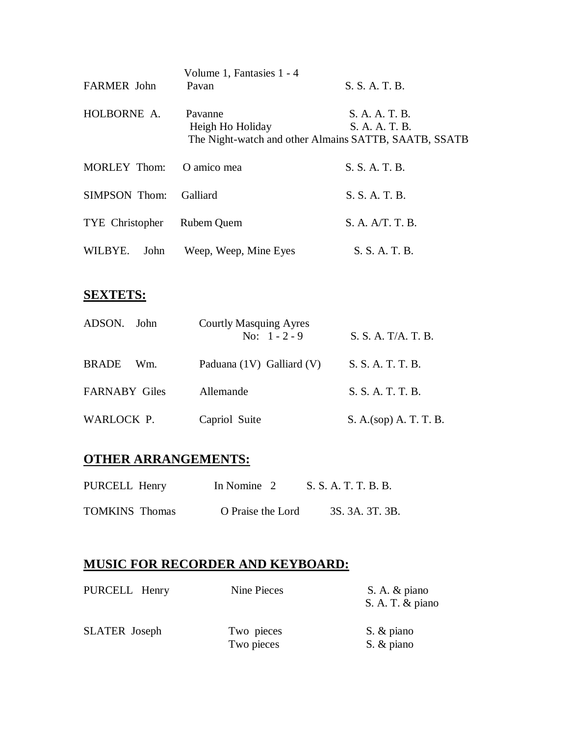| | | |
|---|---|---|
| FARMER John | Volume 1, Fantasies 1 - 4<br>Pavan | S. S. A. T. B. |
| HOLBORNE A. | Pavanne<br>Heigh Ho Holiday<br>The Night-watch and other Almains SATTB, SAATB, SSATB | S. A. A. T. B.<br>S. A. A. T. B. |
| MORLEY Thom: | O amico mea | S. S. A. T. B. |
| SIMPSON Thom: | Galliard | S. S. A. T. B. |
| TYE Christopher | Rubem Quem | S. A. A/T. T. B. |
| WILBYE. John | Weep, Weep, Mine Eyes | S. S. A. T. B. |

## SEXTETS:

| | | |
|---|---|---|
| ADSON. John | Courtly Masquing Ayres<br>No: 1 - 2 - 9 | S. S. A. T/A. T. B. |
| BRADE Wm. | Paduana (1V) Galliard (V) | S. S. A. T. T. B. |
| FARNABY Giles | Allemande | S. S. A. T. T. B. |
| WARLOCK P. | Capriol Suite | S. A.(sop) A. T. T. B. |

## OTHER ARRANGEMENTS:

| | | |
|---|---|---|
| PURCELL Henry | In Nomine 2 | S. S. A. T. T. B. B. |
| TOMKINS Thomas | O Praise the Lord | 3S. 3A. 3T. 3B. |

## MUSIC FOR RECORDER AND KEYBOARD:

| | | |
|---|---|---|
| PURCELL Henry | Nine Pieces | S. A. & piano<br>S. A. T. & piano |
| SLATER Joseph | Two pieces<br>Two pieces | S. & piano<br>S. & piano |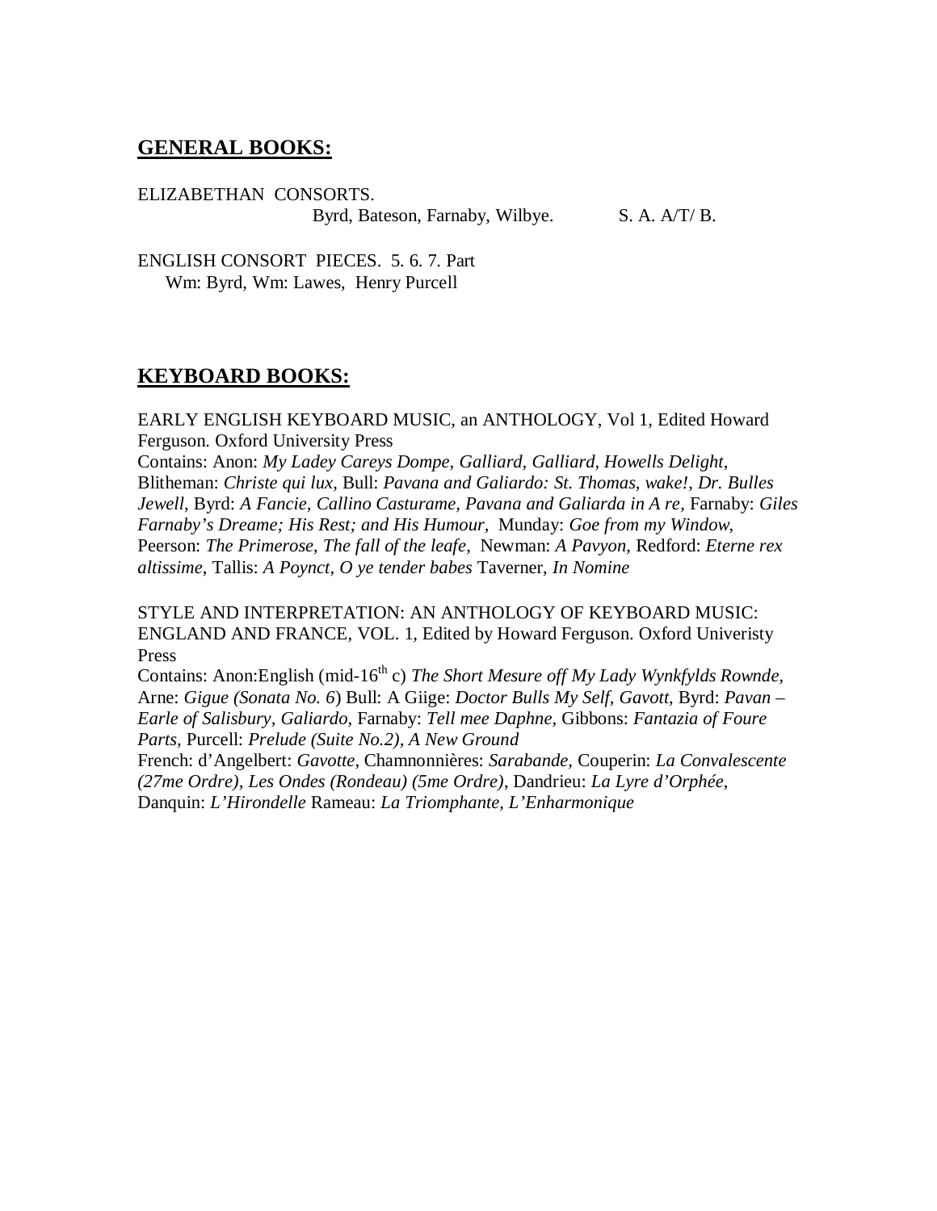## GENERAL BOOKS:

ELIZABETHAN CONSORTS.
Byrd, Bateson, Farnaby, Wilbye. S. A. A/T/ B.

ENGLISH CONSORT PIECES. 5. 6. 7. Part
Wm: Byrd, Wm: Lawes, Henry Purcell

## KEYBOARD BOOKS:

EARLY ENGLISH KEYBOARD MUSIC, an ANTHOLOGY, Vol 1, Edited Howard Ferguson. Oxford University Press
Contains: Anon: *My Ladey Careys Dompe, Galliard, Galliard, Howells Delight*, Blitheman: *Christe qui lux*, Bull: *Pavana and Galiardo: St. Thomas, wake!, Dr. Bulles Jewell*, Byrd: *A Fancie, Callino Casturame, Pavana and Galiarda in A re*, Farnaby: *Giles Farnaby's Dreame; His Rest; and His Humour*, Munday: *Goe from my Window*, Peerson: *The Primerose*, *The fall of the leafe*, Newman: *A Pavyon*, Redford: *Eterne rex altissime*, Tallis: *A Poynct*, *O ye tender babes* Taverner, *In Nomine*

STYLE AND INTERPRETATION: AN ANTHOLOGY OF KEYBOARD MUSIC: ENGLAND AND FRANCE, VOL. 1, Edited by Howard Ferguson. Oxford Univeristy Press
Contains: Anon:English (mid-16th c) *The Short Mesure off My Lady Wynkfylds Rownde*, Arne: *Gigue (Sonata No. 6*) Bull: A Giige: *Doctor Bulls My Self, Gavott*, Byrd: *Pavan – Earle of Salisbury, Galiardo*, Farnaby: *Tell mee Daphne*, Gibbons: *Fantazia of Foure Parts*, Purcell: *Prelude (Suite No.2), A New Ground*
French: d'Angelbert: *Gavotte*, Chamnonnières: *Sarabande*, Couperin: *La Convalescente (27me Ordre), Les Ondes (Rondeau) (5me Ordre)*, Dandrieu: *La Lyre d'Orphée*, Danquin: *L'Hirondelle* Rameau: *La Triomphante, L'Enharmonique*